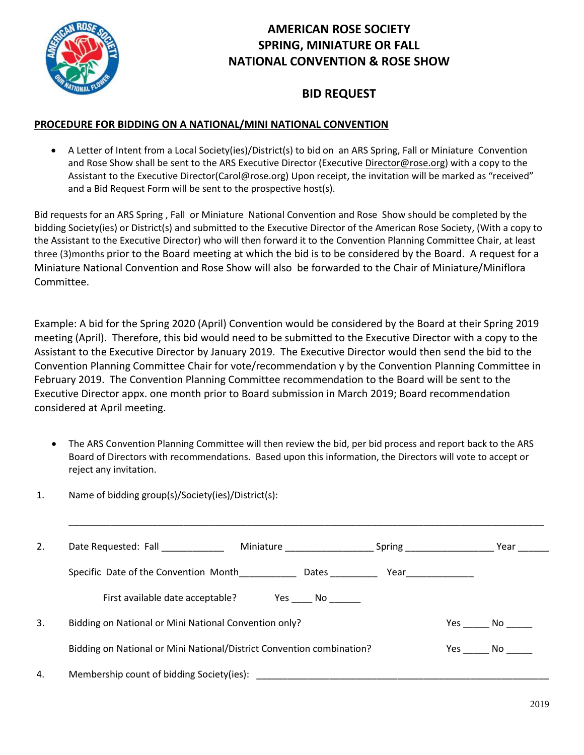# AMERICAN ROSE SOCIETY
# SPRING, MINIATURE OR FALL
# NATIONAL CONVENTION & ROSE SHOW

## BID REQUEST

**PROCEDURE FOR BIDDING ON A NATIONAL/MINI NATIONAL CONVENTION**

- A Letter of Intent from a Local Society(ies)/District(s) to bid on an ARS Spring, Fall or Miniature Convention and Rose Show shall be sent to the ARS Executive Director (Executive Director@rose.org) with a copy to the Assistant to the Executive Director(Carol@rose.org) Upon receipt, the invitation will be marked as "received" and a Bid Request Form will be sent to the prospective host(s).

Bid requests for an ARS Spring , Fall or Miniature National Convention and Rose Show should be completed by the bidding Society(ies) or District(s) and submitted to the Executive Director of the American Rose Society, (With a copy to the Assistant to the Executive Director) who will then forward it to the Convention Planning Committee Chair, at least three (3)months prior to the Board meeting at which the bid is to be considered by the Board. A request for a Miniature National Convention and Rose Show will also be forwarded to the Chair of Miniature/Miniflora Committee.

Example: A bid for the Spring 2020 (April) Convention would be considered by the Board at their Spring 2019 meeting (April). Therefore, this bid would need to be submitted to the Executive Director with a copy to the Assistant to the Executive Director by January 2019. The Executive Director would then send the bid to the Convention Planning Committee Chair for vote/recommendation y by the Convention Planning Committee in February 2019. The Convention Planning Committee recommendation to the Board will be sent to the Executive Director appx. one month prior to Board submission in March 2019; Board recommendation considered at April meeting.

- The ARS Convention Planning Committee will then review the bid, per bid process and report back to the ARS Board of Directors with recommendations. Based upon this information, the Directors will vote to accept or reject any invitation.

1. Name of bidding group(s)/Society(ies)/District(s):

   ______________________________________________________________________________

2. Date Requested: Fall ____________ Miniature ________________ Spring ________________ Year ______

   Specific Date of the Convention Month__________ Dates _________ Year____________

   First available date acceptable? Yes ____ No ______

3. Bidding on National or Mini National Convention only? Yes _____ No _____

   Bidding on National or Mini National/District Convention combination? Yes _____ No _____

4. Membership count of bidding Society(ies): ______________________________________________________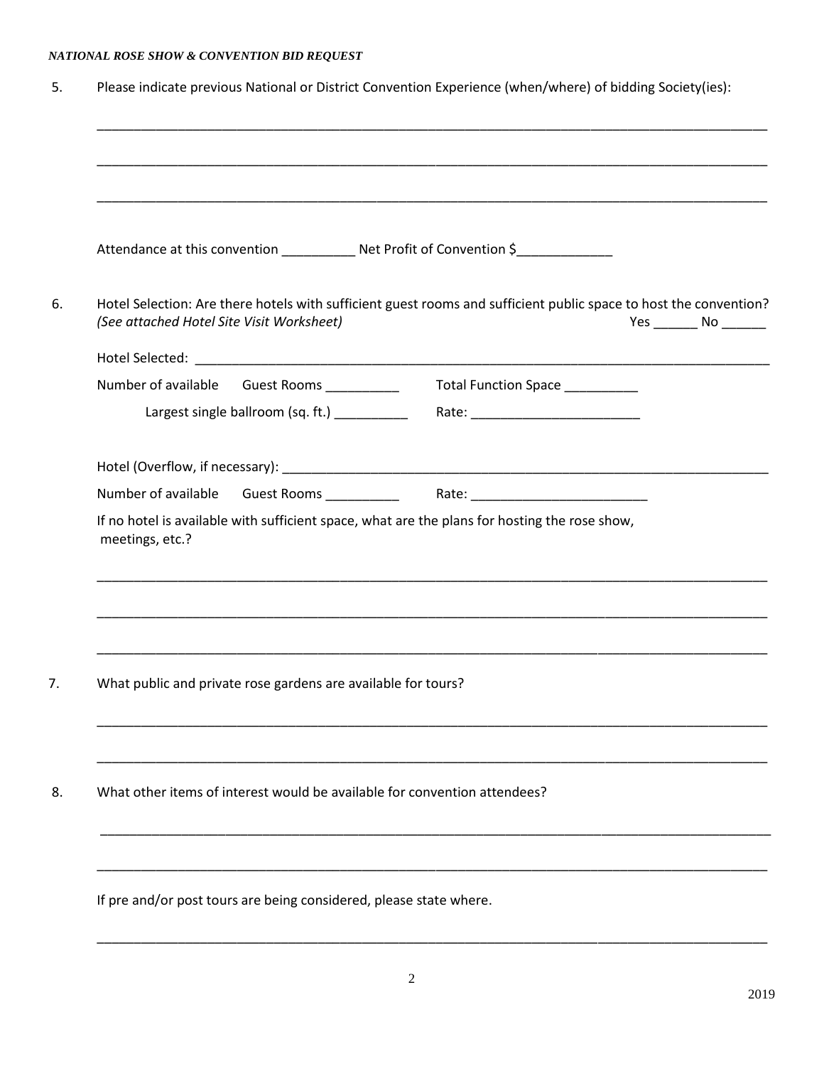5. Please indicate previous National or District Convention Experience (when/where) of bidding Society(ies):

______________________________________________________________________________________

______________________________________________________________________________________

______________________________________________________________________________________

Attendance at this convention __________ Net Profit of Convention $_____________

6. Hotel Selection: Are there hotels with sufficient guest rooms and sufficient public space to host the convention? *(See attached Hotel Site Visit Worksheet)* Yes ______ No ______

Hotel Selected: ______________________________________________________________________

Number of available Guest Rooms __________ Total Function Space __________

Largest single ballroom (sq. ft.) __________ Rate: ________________________

Hotel (Overflow, if necessary): _________________________________________________________

Number of available Guest Rooms __________ Rate: ________________________

If no hotel is available with sufficient space, what are the plans for hosting the rose show, meetings, etc.?

______________________________________________________________________________________

______________________________________________________________________________________

______________________________________________________________________________________

7. What public and private rose gardens are available for tours?

______________________________________________________________________________________

______________________________________________________________________________________

8. What other items of interest would be available for convention attendees?

______________________________________________________________________________________

______________________________________________________________________________________

If pre and/or post tours are being considered, please state where.

______________________________________________________________________________________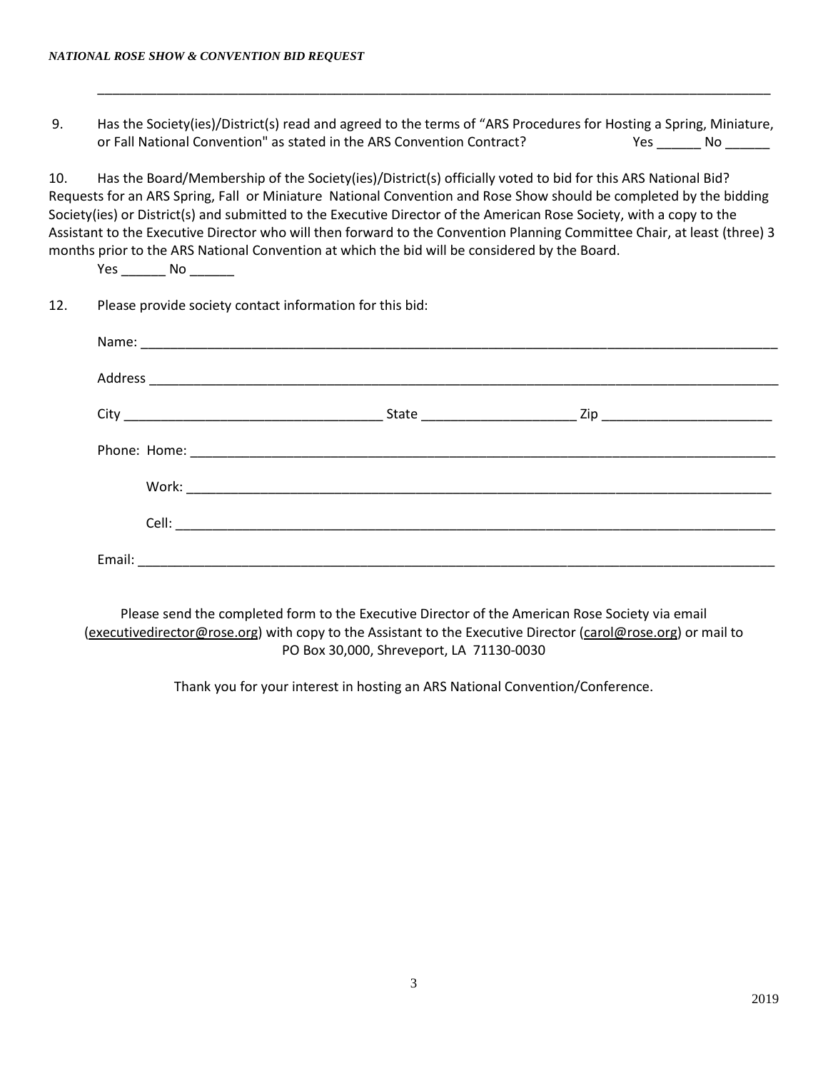_____________________________________________________________________________________________

9. Has the Society(ies)/District(s) read and agreed to the terms of "ARS Procedures for Hosting a Spring, Miniature, or Fall National Convention" as stated in the ARS Convention Contract? Yes ______ No ______

10. Has the Board/Membership of the Society(ies)/District(s) officially voted to bid for this ARS National Bid? Requests for an ARS Spring, Fall or Miniature National Convention and Rose Show should be completed by the bidding Society(ies) or District(s) and submitted to the Executive Director of the American Rose Society, with a copy to the Assistant to the Executive Director who will then forward to the Convention Planning Committee Chair, at least (three) 3 months prior to the ARS National Convention at which the bid will be considered by the Board.
Yes ______ No ______

12. Please provide society contact information for this bid:

Name: ___________________________________________________________________________________

Address _________________________________________________________________________________

City ___________________________________ State _____________________ Zip ________________________

Phone: Home: ____________________________________________________________________________

Work: ___________________________________________________________________________

Cell: ____________________________________________________________________________

Email: ___________________________________________________________________________________

Please send the completed form to the Executive Director of the American Rose Society via email (executivedirector@rose.org) with copy to the Assistant to the Executive Director (carol@rose.org) or mail to PO Box 30,000, Shreveport, LA 71130-0030

Thank you for your interest in hosting an ARS National Convention/Conference.